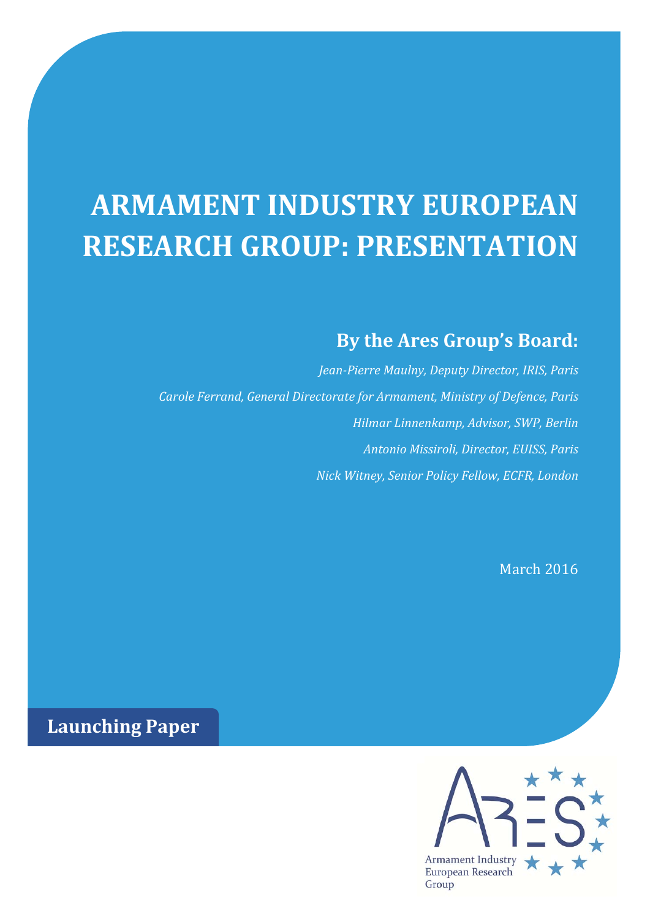# ARMAMENT INDUSTRY EUROPEAN RESEARCH GROUP: PRESENTATION

## By the Ares Group's Board:

*Jean-Pierre Maulny, Deputy Director, IRIS, Paris*

*Carole Ferrand, General Directorate for Armament, Ministry of Defence, Paris*

*Hilmar Linnenkamp, Advisor, SWP, Berlin*

*Antonio Missiroli, Director, EUISS, Paris*

*Nick Witney, Senior Policy Fellow, ECFR, London*

March 2016

**Launching Paper**

Armament Industry European Research Group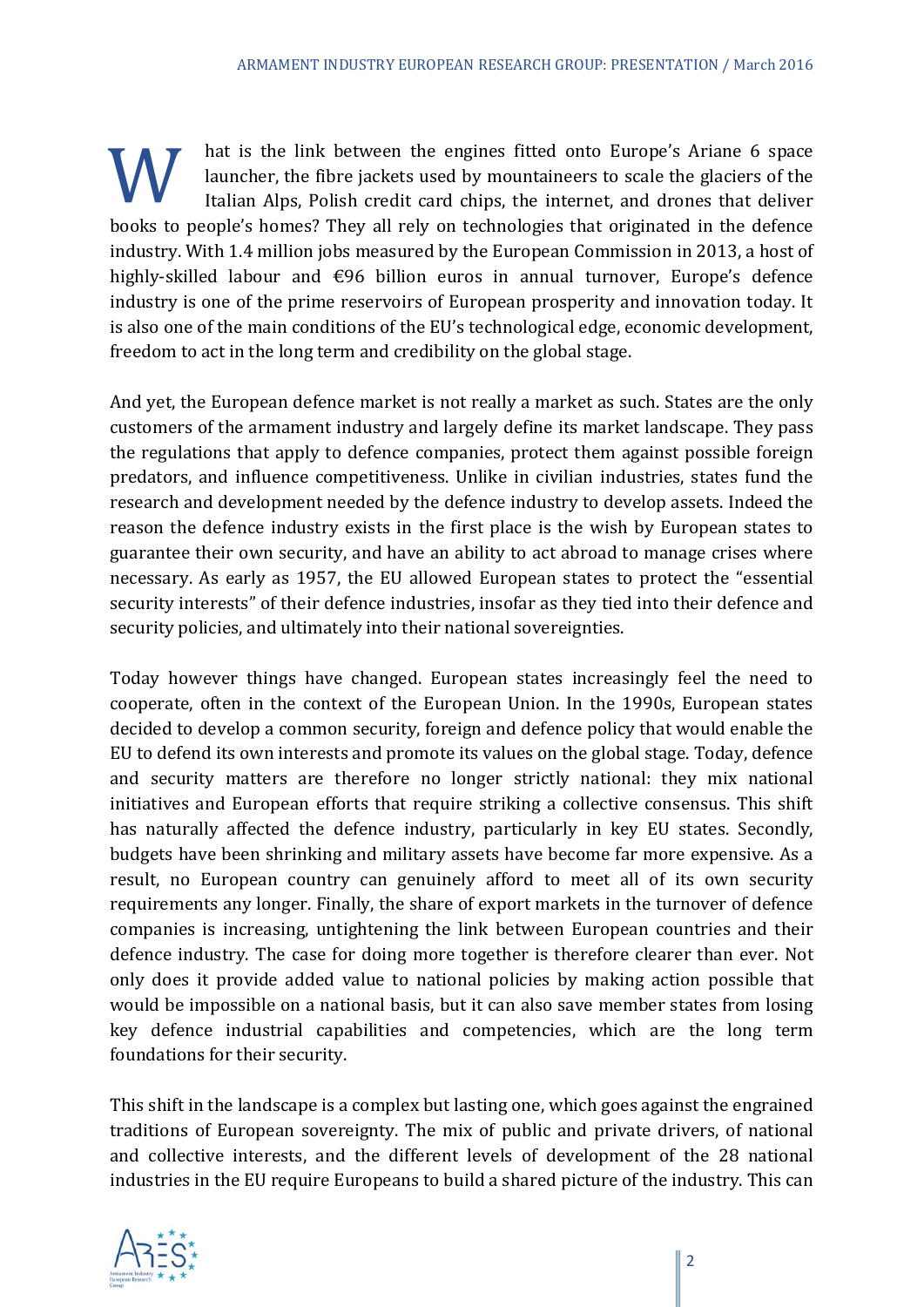What is the link between the engines fitted onto Europe's Ariane 6 space launcher, the fibre jackets used by mountaineers to scale the glaciers of the Italian Alps, Polish credit card chips, the internet, and drones that deliver books to people's homes? They all rely on technologies that originated in the defence industry. With 1.4 million jobs measured by the European Commission in 2013, a host of highly-skilled labour and €96 billion euros in annual turnover, Europe's defence industry is one of the prime reservoirs of European prosperity and innovation today. It is also one of the main conditions of the EU's technological edge, economic development, freedom to act in the long term and credibility on the global stage.

And yet, the European defence market is not really a market as such. States are the only customers of the armament industry and largely define its market landscape. They pass the regulations that apply to defence companies, protect them against possible foreign predators, and influence competitiveness. Unlike in civilian industries, states fund the research and development needed by the defence industry to develop assets. Indeed the reason the defence industry exists in the first place is the wish by European states to guarantee their own security, and have an ability to act abroad to manage crises where necessary. As early as 1957, the EU allowed European states to protect the "essential security interests" of their defence industries, insofar as they tied into their defence and security policies, and ultimately into their national sovereignties.

Today however things have changed. European states increasingly feel the need to cooperate, often in the context of the European Union. In the 1990s, European states decided to develop a common security, foreign and defence policy that would enable the EU to defend its own interests and promote its values on the global stage. Today, defence and security matters are therefore no longer strictly national: they mix national initiatives and European efforts that require striking a collective consensus. This shift has naturally affected the defence industry, particularly in key EU states. Secondly, budgets have been shrinking and military assets have become far more expensive. As a result, no European country can genuinely afford to meet all of its own security requirements any longer. Finally, the share of export markets in the turnover of defence companies is increasing, untightening the link between European countries and their defence industry. The case for doing more together is therefore clearer than ever. Not only does it provide added value to national policies by making action possible that would be impossible on a national basis, but it can also save member states from losing key defence industrial capabilities and competencies, which are the long term foundations for their security.

This shift in the landscape is a complex but lasting one, which goes against the engrained traditions of European sovereignty. The mix of public and private drivers, of national and collective interests, and the different levels of development of the 28 national industries in the EU require Europeans to build a shared picture of the industry. This can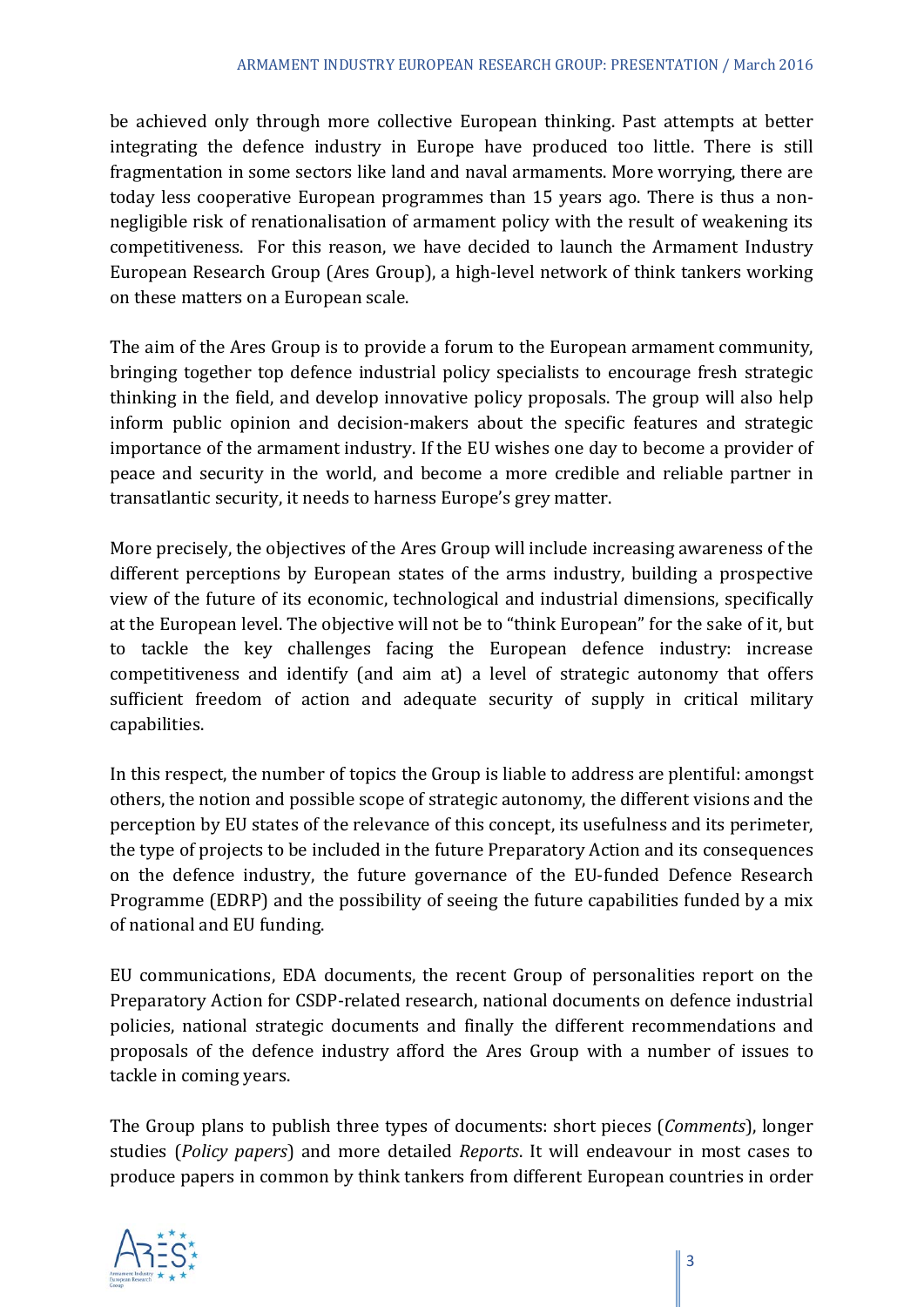be achieved only through more collective European thinking. Past attempts at better integrating the defence industry in Europe have produced too little. There is still fragmentation in some sectors like land and naval armaments. More worrying, there are today less cooperative European programmes than 15 years ago. There is thus a non-negligible risk of renationalisation of armament policy with the result of weakening its competitiveness. For this reason, we have decided to launch the Armament Industry European Research Group (Ares Group), a high-level network of think tankers working on these matters on a European scale.

The aim of the Ares Group is to provide a forum to the European armament community, bringing together top defence industrial policy specialists to encourage fresh strategic thinking in the field, and develop innovative policy proposals. The group will also help inform public opinion and decision-makers about the specific features and strategic importance of the armament industry. If the EU wishes one day to become a provider of peace and security in the world, and become a more credible and reliable partner in transatlantic security, it needs to harness Europe's grey matter.

More precisely, the objectives of the Ares Group will include increasing awareness of the different perceptions by European states of the arms industry, building a prospective view of the future of its economic, technological and industrial dimensions, specifically at the European level. The objective will not be to "think European" for the sake of it, but to tackle the key challenges facing the European defence industry: increase competitiveness and identify (and aim at) a level of strategic autonomy that offers sufficient freedom of action and adequate security of supply in critical military capabilities.

In this respect, the number of topics the Group is liable to address are plentiful: amongst others, the notion and possible scope of strategic autonomy, the different visions and the perception by EU states of the relevance of this concept, its usefulness and its perimeter, the type of projects to be included in the future Preparatory Action and its consequences on the defence industry, the future governance of the EU-funded Defence Research Programme (EDRP) and the possibility of seeing the future capabilities funded by a mix of national and EU funding.

EU communications, EDA documents, the recent Group of personalities report on the Preparatory Action for CSDP-related research, national documents on defence industrial policies, national strategic documents and finally the different recommendations and proposals of the defence industry afford the Ares Group with a number of issues to tackle in coming years.

The Group plans to publish three types of documents: short pieces (*Comments*), longer studies (*Policy papers*) and more detailed *Reports*. It will endeavour in most cases to produce papers in common by think tankers from different European countries in order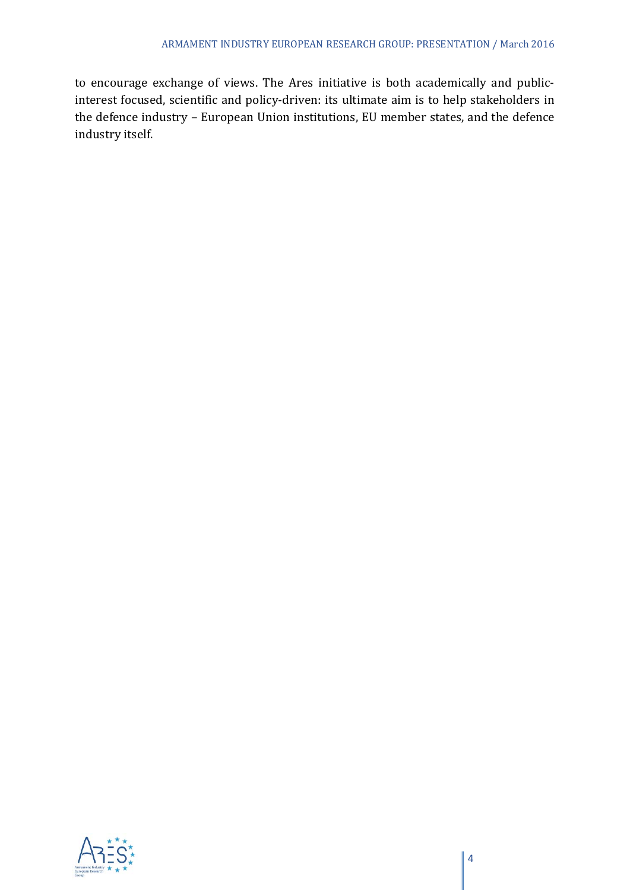to encourage exchange of views. The Ares initiative is both academically and public-interest focused, scientific and policy-driven: its ultimate aim is to help stakeholders in the defence industry – European Union institutions, EU member states, and the defence industry itself.